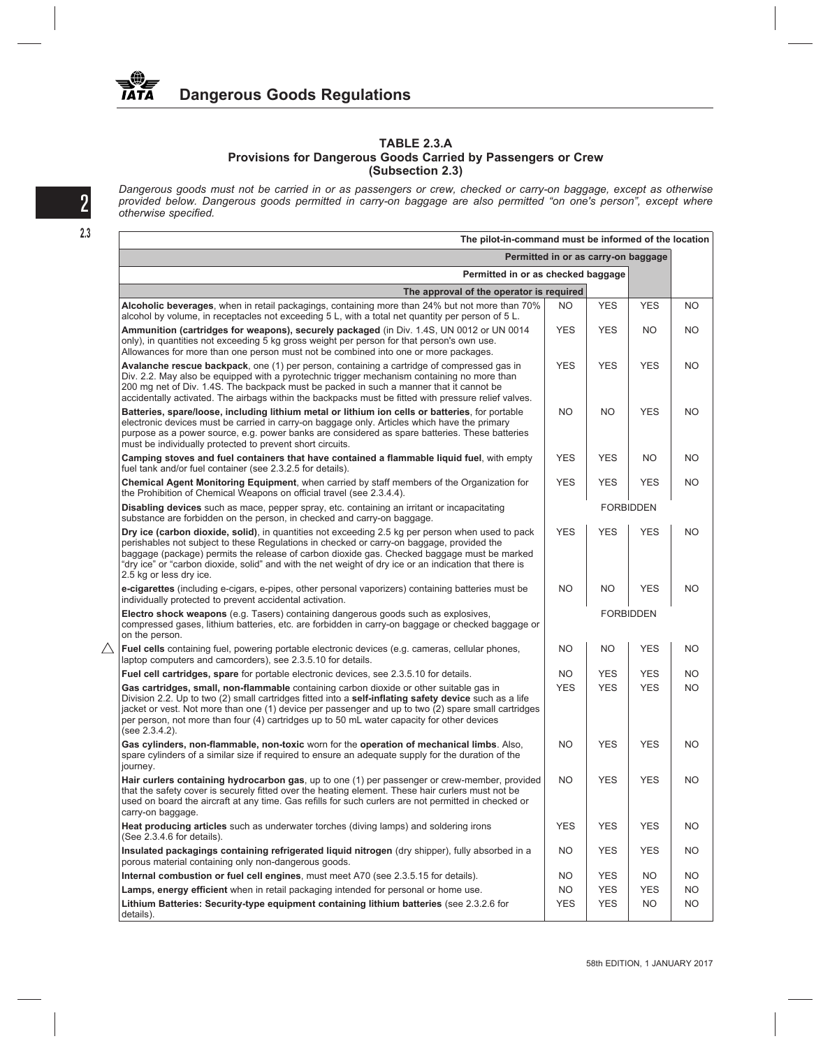## TABLE 2.3.A
### Provisions for Dangerous Goods Carried by Passengers or Crew (Subsection 2.3)

*Dangerous goods must not be carried in or as passengers or crew, checked or carry-on baggage, except as otherwise provided below. Dangerous goods permitted in carry-on baggage are also permitted "on one's person", except where otherwise specified.*

| Item | The approval of the operator is required | Permitted in or as checked baggage | Permitted in or as carry-on baggage | The pilot-in-command must be informed of the location |
|---|---|---|---|---|
| **Alcoholic beverages**, when in retail packagings, containing more than 24% but not more than 70% alcohol by volume, in receptacles not exceeding 5 L, with a total net quantity per person of 5 L. | NO | YES | YES | NO |
| **Ammunition (cartridges for weapons), securely packaged** (in Div. 1.4S, UN 0012 or UN 0014 only), in quantities not exceeding 5 kg gross weight per person for that person's own use. Allowances for more than one person must not be combined into one or more packages. | YES | YES | NO | NO |
| **Avalanche rescue backpack**, one (1) per person, containing a cartridge of compressed gas in Div. 2.2. May also be equipped with a pyrotechnic trigger mechanism containing no more than 200 mg net of Div. 1.4S. The backpack must be packed in such a manner that it cannot be accidentally activated. The airbags within the backpacks must be fitted with pressure relief valves. | YES | YES | YES | NO |
| **Batteries, spare/loose, including lithium metal or lithium ion cells or batteries**, for portable electronic devices must be carried in carry-on baggage only. Articles which have the primary purpose as a power source, e.g. power banks are considered as spare batteries. These batteries must be individually protected to prevent short circuits. | NO | NO | YES | NO |
| **Camping stoves and fuel containers that have contained a flammable liquid fuel**, with empty fuel tank and/or fuel container (see 2.3.2.5 for details). | YES | YES | NO | NO |
| **Chemical Agent Monitoring Equipment**, when carried by staff members of the Organization for the Prohibition of Chemical Weapons on official travel (see 2.3.4.4). | YES | YES | YES | NO |
| **Disabling devices** such as mace, pepper spray, etc. containing an irritant or incapacitating substance are forbidden on the person, in checked and carry-on baggage. | FORBIDDEN | | | |
| **Dry ice (carbon dioxide, solid)**, in quantities not exceeding 2.5 kg per person when used to pack perishables not subject to these Regulations in checked or carry-on baggage, provided the baggage (package) permits the release of carbon dioxide gas. Checked baggage must be marked "dry ice" or "carbon dioxide, solid" and with the net weight of dry ice or an indication that there is 2.5 kg or less dry ice. | YES | YES | YES | NO |
| **e-cigarettes** (including e-cigars, e-pipes, other personal vaporizers) containing batteries must be individually protected to prevent accidental activation. | NO | NO | YES | NO |
| **Electro shock weapons** (e.g. Tasers) containing dangerous goods such as explosives, compressed gases, lithium batteries, etc. are forbidden in carry-on baggage or checked baggage or on the person. | FORBIDDEN | | | |
| △ **Fuel cells** containing fuel, powering portable electronic devices (e.g. cameras, cellular phones, laptop computers and camcorders), see 2.3.5.10 for details. | NO | NO | YES | NO |
| **Fuel cell cartridges, spare** for portable electronic devices, see 2.3.5.10 for details. | NO | YES | YES | NO |
| **Gas cartridges, small, non-flammable** containing carbon dioxide or other suitable gas in Division 2.2. Up to two (2) small cartridges fitted into a **self-inflating safety device** such as a life jacket or vest. Not more than one (1) device per passenger and up to two (2) spare small cartridges per person, not more than four (4) cartridges up to 50 mL water capacity for other devices (see 2.3.4.2). | YES | YES | YES | NO |
| **Gas cylinders, non-flammable, non-toxic** worn for the **operation of mechanical limbs**. Also, spare cylinders of a similar size if required to ensure an adequate supply for the duration of the journey. | NO | YES | YES | NO |
| **Hair curlers containing hydrocarbon gas**, up to one (1) per passenger or crew-member, provided that the safety cover is securely fitted over the heating element. These hair curlers must not be used on board the aircraft at any time. Gas refills for such curlers are not permitted in checked or carry-on baggage. | NO | YES | YES | NO |
| **Heat producing articles** such as underwater torches (diving lamps) and soldering irons (See 2.3.4.6 for details). | YES | YES | YES | NO |
| **Insulated packagings containing refrigerated liquid nitrogen** (dry shipper), fully absorbed in a porous material containing only non-dangerous goods. | NO | YES | YES | NO |
| **Internal combustion or fuel cell engines**, must meet A70 (see 2.3.5.15 for details). | NO | YES | NO | NO |
| **Lamps, energy efficient** when in retail packaging intended for personal or home use. | NO | YES | YES | NO |
| **Lithium Batteries: Security-type equipment containing lithium batteries** (see 2.3.2.6 for details). | YES | YES | NO | NO |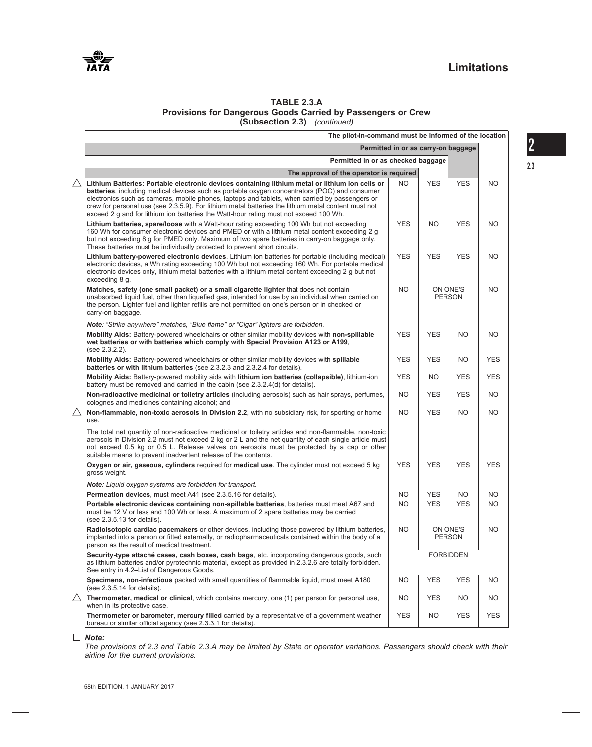## TABLE 2.3.A
### Provisions for Dangerous Goods Carried by Passengers or Crew
### (Subsection 2.3) *(continued)*

| | The approval of the operator is required | Permitted in or as checked baggage | Permitted in or as carry-on baggage | The pilot-in-command must be informed of the location |
|---|---|---|---|---|
| △ **Lithium Batteries: Portable electronic devices containing lithium metal or lithium ion cells or batteries**, including medical devices such as portable oxygen concentrators (POC) and consumer electronics such as cameras, mobile phones, laptops and tablets, when carried by passengers or crew for personal use (see 2.3.5.9). For lithium metal batteries the lithium metal content must not exceed 2 g and for lithium ion batteries the Watt-hour rating must not exceed 100 Wh. | NO | YES | YES | NO |
| **Lithium batteries, spare/loose** with a Watt-hour rating exceeding 100 Wh but not exceeding 160 Wh for consumer electronic devices and PMED or with a lithium metal content exceeding 2 g but not exceeding 8 g for PMED only. Maximum of two spare batteries in carry-on baggage only. These batteries must be individually protected to prevent short circuits. | YES | NO | YES | NO |
| **Lithium battery-powered electronic devices**. Lithium ion batteries for portable (including medical) electronic devices, a Wh rating exceeding 100 Wh but not exceeding 160 Wh. For portable medical electronic devices only, lithium metal batteries with a lithium metal content exceeding 2 g but not exceeding 8 g. | YES | YES | YES | NO |
| **Matches, safety (one small packet) or a small cigarette lighter** that does not contain unabsorbed liquid fuel, other than liquefied gas, intended for use by an individual when carried on the person. Lighter fuel and lighter refills are not permitted on one's person or in checked or carry-on baggage.<br><br>***Note**: "Strike anywhere" matches, "Blue flame" or "Cigar" lighters are forbidden.* | NO | ON ONE'S PERSON | | NO |
| **Mobility Aids:** Battery-powered wheelchairs or other similar mobility devices with **non-spillable wet batteries or with batteries which comply with Special Provision A123 or A199**, (see 2.3.2.2). | YES | YES | NO | NO |
| **Mobility Aids:** Battery-powered wheelchairs or other similar mobility devices with **spillable batteries or with lithium batteries** (see 2.3.2.3 and 2.3.2.4 for details). | YES | YES | NO | YES |
| **Mobility Aids:** Battery-powered mobility aids with **lithium ion batteries (collapsible)**, lithium-ion battery must be removed and carried in the cabin (see 2.3.2.4(d) for details). | YES | NO | YES | YES |
| **Non-radioactive medicinal or toiletry articles** (including aerosols) such as hair sprays, perfumes, colognes and medicines containing alcohol; and | NO | YES | YES | NO |
| △ **Non-flammable, non-toxic aerosols in Division 2.2**, with no subsidiary risk, for sporting or home use.<br><br>The <u>total</u> net quantity of non-radioactive medicinal or toiletry articles and non-flammable, non-toxic aerosols in Division 2.2 must not exceed 2 kg or 2 L and the net quantity of each single article must not exceed 0.5 kg or 0.5 L. Release valves on aerosols must be protected by a cap or other suitable means to prevent inadvertent release of the contents. | NO | YES | NO | NO |
| **Oxygen or air, gaseous, cylinders** required for **medical use**. The cylinder must not exceed 5 kg gross weight.<br><br>***Note:** Liquid oxygen systems are forbidden for transport.* | YES | YES | YES | YES |
| **Permeation devices**, must meet A41 (see 2.3.5.16 for details). | NO | YES | NO | NO |
| **Portable electronic devices containing non-spillable batteries**, batteries must meet A67 and must be 12 V or less and 100 Wh or less. A maximum of 2 spare batteries may be carried (see 2.3.5.13 for details). | NO | YES | YES | NO |
| **Radioisotopic cardiac pacemakers** or other devices, including those powered by lithium batteries, implanted into a person or fitted externally, or radiopharmaceuticals contained within the body of a person as the result of medical treatment. | NO | ON ONE'S PERSON | | NO |
| **Security-type attaché cases, cash boxes, cash bags**, etc. incorporating dangerous goods, such as lithium batteries and/or pyrotechnic material, except as provided in 2.3.2.6 are totally forbidden. See entry in 4.2–List of Dangerous Goods. | FORBIDDEN | | | |
| **Specimens, non-infectious** packed with small quantities of flammable liquid, must meet A180 (see 2.3.5.14 for details). | NO | YES | YES | NO |
| △ **Thermometer, medical or clinical**, which contains mercury, one (1) per person for personal use, when in its protective case. | NO | YES | NO | NO |
| **Thermometer or barometer, mercury filled** carried by a representative of a government weather bureau or similar official agency (see 2.3.3.1 for details). | YES | NO | YES | YES |

☐ ***Note:***
*The provisions of 2.3 and Table 2.3.A may be limited by State or operator variations. Passengers should check with their airline for the current provisions.*